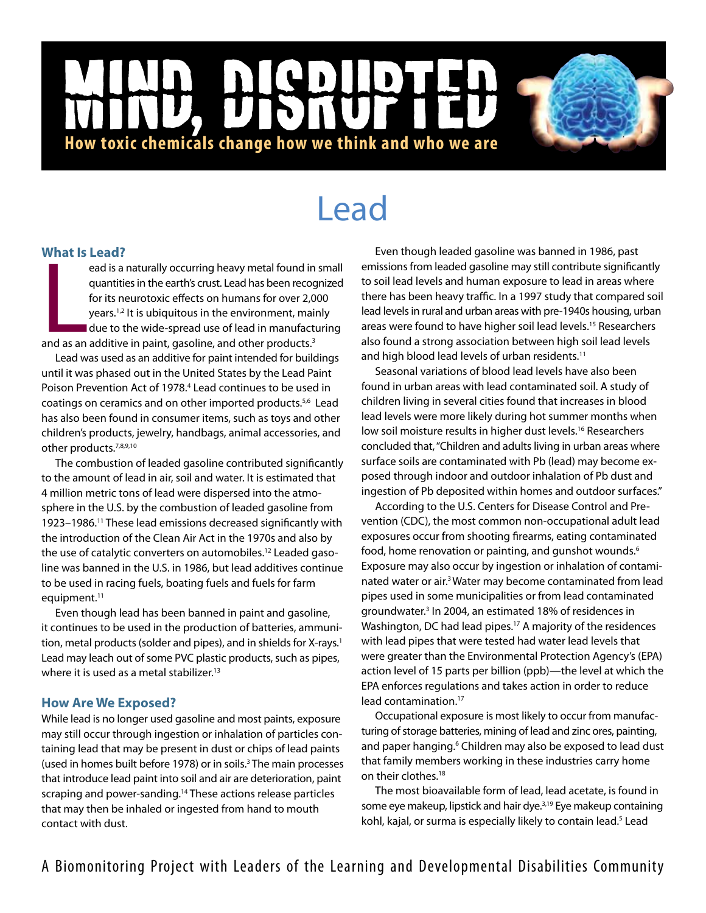# MIND, DISRUPTED

**How toxic chemicals change how we think and who we are**

# Lead

## What Is Lead?

Lead is a naturally occurring heavy metal found in small quantities in the earth's crust. Lead has been recognized for its neurotoxic effects on humans for over 2,000 years.[1,2] It is ubiquitous in the environment, mainly due to the wide-spread use of lead in manufacturing and as an additive in paint, gasoline, and other products.[3]

Lead was used as an additive for paint intended for buildings until it was phased out in the United States by the Lead Paint Poison Prevention Act of 1978.[4] Lead continues to be used in coatings on ceramics and on other imported products.[5,6] Lead has also been found in consumer items, such as toys and other children's products, jewelry, handbags, animal accessories, and other products.[7,8,9,10]

The combustion of leaded gasoline contributed significantly to the amount of lead in air, soil and water. It is estimated that 4 million metric tons of lead were dispersed into the atmosphere in the U.S. by the combustion of leaded gasoline from 1923–1986.[11] These lead emissions decreased significantly with the introduction of the Clean Air Act in the 1970s and also by the use of catalytic converters on automobiles.[12] Leaded gasoline was banned in the U.S. in 1986, but lead additives continue to be used in racing fuels, boating fuels and fuels for farm equipment.[11]

Even though lead has been banned in paint and gasoline, it continues to be used in the production of batteries, ammunition, metal products (solder and pipes), and in shields for X-rays.[1] Lead may leach out of some PVC plastic products, such as pipes, where it is used as a metal stabilizer.[13]

## How Are We Exposed?

While lead is no longer used gasoline and most paints, exposure may still occur through ingestion or inhalation of particles containing lead that may be present in dust or chips of lead paints (used in homes built before 1978) or in soils.[3] The main processes that introduce lead paint into soil and air are deterioration, paint scraping and power-sanding.[14] These actions release particles that may then be inhaled or ingested from hand to mouth contact with dust.

Even though leaded gasoline was banned in 1986, past emissions from leaded gasoline may still contribute significantly to soil lead levels and human exposure to lead in areas where there has been heavy traffic. In a 1997 study that compared soil lead levels in rural and urban areas with pre-1940s housing, urban areas were found to have higher soil lead levels.[15] Researchers also found a strong association between high soil lead levels and high blood lead levels of urban residents.[11]

Seasonal variations of blood lead levels have also been found in urban areas with lead contaminated soil. A study of children living in several cities found that increases in blood lead levels were more likely during hot summer months when low soil moisture results in higher dust levels.[16] Researchers concluded that, "Children and adults living in urban areas where surface soils are contaminated with Pb (lead) may become exposed through indoor and outdoor inhalation of Pb dust and ingestion of Pb deposited within homes and outdoor surfaces."

According to the U.S. Centers for Disease Control and Prevention (CDC), the most common non-occupational adult lead exposures occur from shooting firearms, eating contaminated food, home renovation or painting, and gunshot wounds.[6] Exposure may also occur by ingestion or inhalation of contaminated water or air.[3] Water may become contaminated from lead pipes used in some municipalities or from lead contaminated groundwater.[3] In 2004, an estimated 18% of residences in Washington, DC had lead pipes.[17] A majority of the residences with lead pipes that were tested had water lead levels that were greater than the Environmental Protection Agency's (EPA) action level of 15 parts per billion (ppb)—the level at which the EPA enforces regulations and takes action in order to reduce lead contamination.[17]

Occupational exposure is most likely to occur from manufacturing of storage batteries, mining of lead and zinc ores, painting, and paper hanging.[6] Children may also be exposed to lead dust that family members working in these industries carry home on their clothes.[18]

The most bioavailable form of lead, lead acetate, is found in some eye makeup, lipstick and hair dye.[3,19] Eye makeup containing kohl, kajal, or surma is especially likely to contain lead.[5] Lead

A Biomonitoring Project with Leaders of the Learning and Developmental Disabilities Community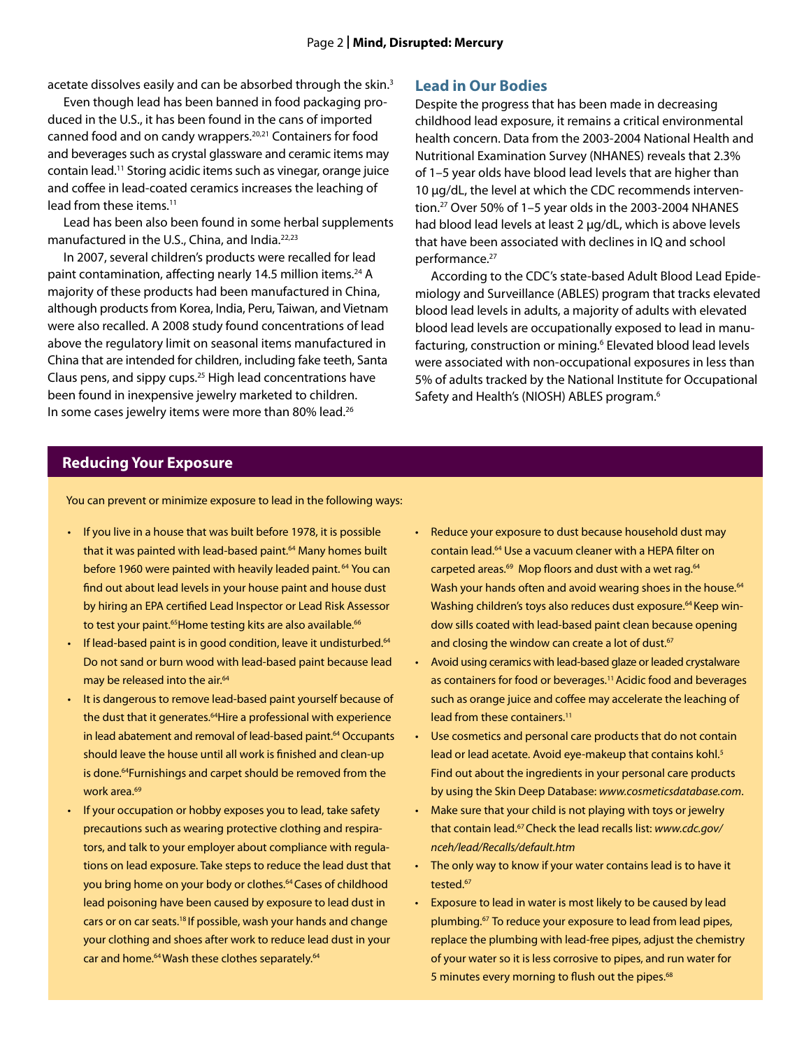acetate dissolves easily and can be absorbed through the skin.[3]

Even though lead has been banned in food packaging produced in the U.S., it has been found in the cans of imported canned food and on candy wrappers.[20,21] Containers for food and beverages such as crystal glassware and ceramic items may contain lead.[11] Storing acidic items such as vinegar, orange juice and coffee in lead-coated ceramics increases the leaching of lead from these items.[11]

Lead has been also been found in some herbal supplements manufactured in the U.S., China, and India.[22,23]

In 2007, several children's products were recalled for lead paint contamination, affecting nearly 14.5 million items.[24] A majority of these products had been manufactured in China, although products from Korea, India, Peru, Taiwan, and Vietnam were also recalled. A 2008 study found concentrations of lead above the regulatory limit on seasonal items manufactured in China that are intended for children, including fake teeth, Santa Claus pens, and sippy cups.[25] High lead concentrations have been found in inexpensive jewelry marketed to children. In some cases jewelry items were more than 80% lead.[26]

## Lead in Our Bodies

Despite the progress that has been made in decreasing childhood lead exposure, it remains a critical environmental health concern. Data from the 2003-2004 National Health and Nutritional Examination Survey (NHANES) reveals that 2.3% of 1–5 year olds have blood lead levels that are higher than 10 µg/dL, the level at which the CDC recommends intervention.[27] Over 50% of 1–5 year olds in the 2003-2004 NHANES had blood lead levels at least 2 µg/dL, which is above levels that have been associated with declines in IQ and school performance.[27]

According to the CDC's state-based Adult Blood Lead Epidemiology and Surveillance (ABLES) program that tracks elevated blood lead levels in adults, a majority of adults with elevated blood lead levels are occupationally exposed to lead in manufacturing, construction or mining.[6] Elevated blood lead levels were associated with non-occupational exposures in less than 5% of adults tracked by the National Institute for Occupational Safety and Health's (NIOSH) ABLES program.[6]

## Reducing Your Exposure

You can prevent or minimize exposure to lead in the following ways:

- If you live in a house that was built before 1978, it is possible that it was painted with lead-based paint.[64] Many homes built before 1960 were painted with heavily leaded paint.[64] You can find out about lead levels in your house paint and house dust by hiring an EPA certified Lead Inspector or Lead Risk Assessor to test your paint.[65] Home testing kits are also available.[66]
- If lead-based paint is in good condition, leave it undisturbed.[64] Do not sand or burn wood with lead-based paint because lead may be released into the air.[64]
- It is dangerous to remove lead-based paint yourself because of the dust that it generates.[64] Hire a professional with experience in lead abatement and removal of lead-based paint.[64] Occupants should leave the house until all work is finished and clean-up is done.[64] Furnishings and carpet should be removed from the work area.[69]
- If your occupation or hobby exposes you to lead, take safety precautions such as wearing protective clothing and respirators, and talk to your employer about compliance with regulations on lead exposure. Take steps to reduce the lead dust that you bring home on your body or clothes.[64] Cases of childhood lead poisoning have been caused by exposure to lead dust in cars or on car seats.[18] If possible, wash your hands and change your clothing and shoes after work to reduce lead dust in your car and home.[64] Wash these clothes separately.[64]
- Reduce your exposure to dust because household dust may contain lead.[64] Use a vacuum cleaner with a HEPA filter on carpeted areas.[69] Mop floors and dust with a wet rag.[64] Wash your hands often and avoid wearing shoes in the house.[64] Washing children's toys also reduces dust exposure.[64] Keep window sills coated with lead-based paint clean because opening and closing the window can create a lot of dust.[67]
- Avoid using ceramics with lead-based glaze or leaded crystalware as containers for food or beverages.[11] Acidic food and beverages such as orange juice and coffee may accelerate the leaching of lead from these containers.[11]
- Use cosmetics and personal care products that do not contain lead or lead acetate. Avoid eye-makeup that contains kohl.[5] Find out about the ingredients in your personal care products by using the Skin Deep Database: *www.cosmeticsdatabase.com*.
- Make sure that your child is not playing with toys or jewelry that contain lead.[67] Check the lead recalls list: *www.cdc.gov/nceh/lead/Recalls/default.htm*
- The only way to know if your water contains lead is to have it tested.[67]
- Exposure to lead in water is most likely to be caused by lead plumbing.[67] To reduce your exposure to lead from lead pipes, replace the plumbing with lead-free pipes, adjust the chemistry of your water so it is less corrosive to pipes, and run water for 5 minutes every morning to flush out the pipes.[68]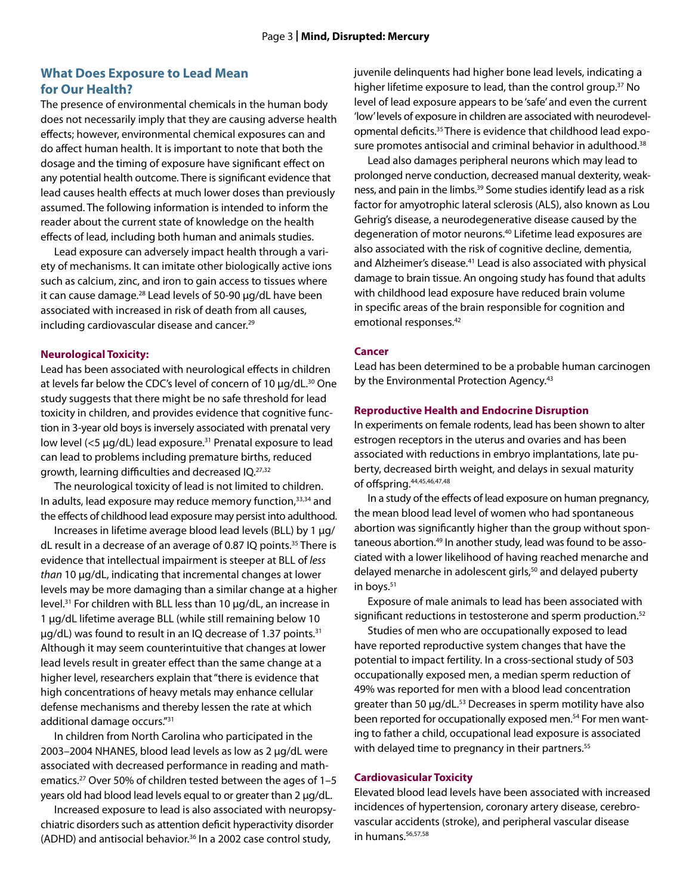## What Does Exposure to Lead Mean for Our Health?

The presence of environmental chemicals in the human body does not necessarily imply that they are causing adverse health effects; however, environmental chemical exposures can and do affect human health. It is important to note that both the dosage and the timing of exposure have significant effect on any potential health outcome. There is significant evidence that lead causes health effects at much lower doses than previously assumed. The following information is intended to inform the reader about the current state of knowledge on the health effects of lead, including both human and animals studies.

Lead exposure can adversely impact health through a variety of mechanisms. It can imitate other biologically active ions such as calcium, zinc, and iron to gain access to tissues where it can cause damage.[28] Lead levels of 50-90 µg/dL have been associated with increased in risk of death from all causes, including cardiovascular disease and cancer.[29]

### Neurological Toxicity:

Lead has been associated with neurological effects in children at levels far below the CDC's level of concern of 10 µg/dL.[30] One study suggests that there might be no safe threshold for lead toxicity in children, and provides evidence that cognitive function in 3-year old boys is inversely associated with prenatal very low level (<5 µg/dL) lead exposure.[31] Prenatal exposure to lead can lead to problems including premature births, reduced growth, learning difficulties and decreased IQ.[27,32]

The neurological toxicity of lead is not limited to children. In adults, lead exposure may reduce memory function,[33,34] and the effects of childhood lead exposure may persist into adulthood.

Increases in lifetime average blood lead levels (BLL) by 1 µg/dL result in a decrease of an average of 0.87 IQ points.[35] There is evidence that intellectual impairment is steeper at BLL of *less than* 10 µg/dL, indicating that incremental changes at lower levels may be more damaging than a similar change at a higher level.[31] For children with BLL less than 10 µg/dL, an increase in 1 µg/dL lifetime average BLL (while still remaining below 10 µg/dL) was found to result in an IQ decrease of 1.37 points.[31] Although it may seem counterintuitive that changes at lower lead levels result in greater effect than the same change at a higher level, researchers explain that "there is evidence that high concentrations of heavy metals may enhance cellular defense mechanisms and thereby lessen the rate at which additional damage occurs."[31]

In children from North Carolina who participated in the 2003–2004 NHANES, blood lead levels as low as 2 µg/dL were associated with decreased performance in reading and mathematics.[27] Over 50% of children tested between the ages of 1–5 years old had blood lead levels equal to or greater than 2 µg/dL.

Increased exposure to lead is also associated with neuropsychiatric disorders such as attention deficit hyperactivity disorder (ADHD) and antisocial behavior.[36] In a 2002 case control study, juvenile delinquents had higher bone lead levels, indicating a higher lifetime exposure to lead, than the control group.[37] No level of lead exposure appears to be 'safe' and even the current 'low' levels of exposure in children are associated with neurodevelopmental deficits.[35] There is evidence that childhood lead exposure promotes antisocial and criminal behavior in adulthood.[38]

Lead also damages peripheral neurons which may lead to prolonged nerve conduction, decreased manual dexterity, weakness, and pain in the limbs.[39] Some studies identify lead as a risk factor for amyotrophic lateral sclerosis (ALS), also known as Lou Gehrig's disease, a neurodegenerative disease caused by the degeneration of motor neurons.[40] Lifetime lead exposures are also associated with the risk of cognitive decline, dementia, and Alzheimer's disease.[41] Lead is also associated with physical damage to brain tissue. An ongoing study has found that adults with childhood lead exposure have reduced brain volume in specific areas of the brain responsible for cognition and emotional responses.[42]

### Cancer

Lead has been determined to be a probable human carcinogen by the Environmental Protection Agency.[43]

### Reproductive Health and Endocrine Disruption

In experiments on female rodents, lead has been shown to alter estrogen receptors in the uterus and ovaries and has been associated with reductions in embryo implantations, late puberty, decreased birth weight, and delays in sexual maturity of offspring.[44,45,46,47,48]

In a study of the effects of lead exposure on human pregnancy, the mean blood lead level of women who had spontaneous abortion was significantly higher than the group without spontaneous abortion.[49] In another study, lead was found to be associated with a lower likelihood of having reached menarche and delayed menarche in adolescent girls,[50] and delayed puberty in boys.[51]

Exposure of male animals to lead has been associated with significant reductions in testosterone and sperm production.[52]

Studies of men who are occupationally exposed to lead have reported reproductive system changes that have the potential to impact fertility. In a cross-sectional study of 503 occupationally exposed men, a median sperm reduction of 49% was reported for men with a blood lead concentration greater than 50 µg/dL.[53] Decreases in sperm motility have also been reported for occupationally exposed men.[54] For men wanting to father a child, occupational lead exposure is associated with delayed time to pregnancy in their partners.[55]

### Cardiovasicular Toxicity

Elevated blood lead levels have been associated with increased incidences of hypertension, coronary artery disease, cerebrovascular accidents (stroke), and peripheral vascular disease in humans.[56,57,58]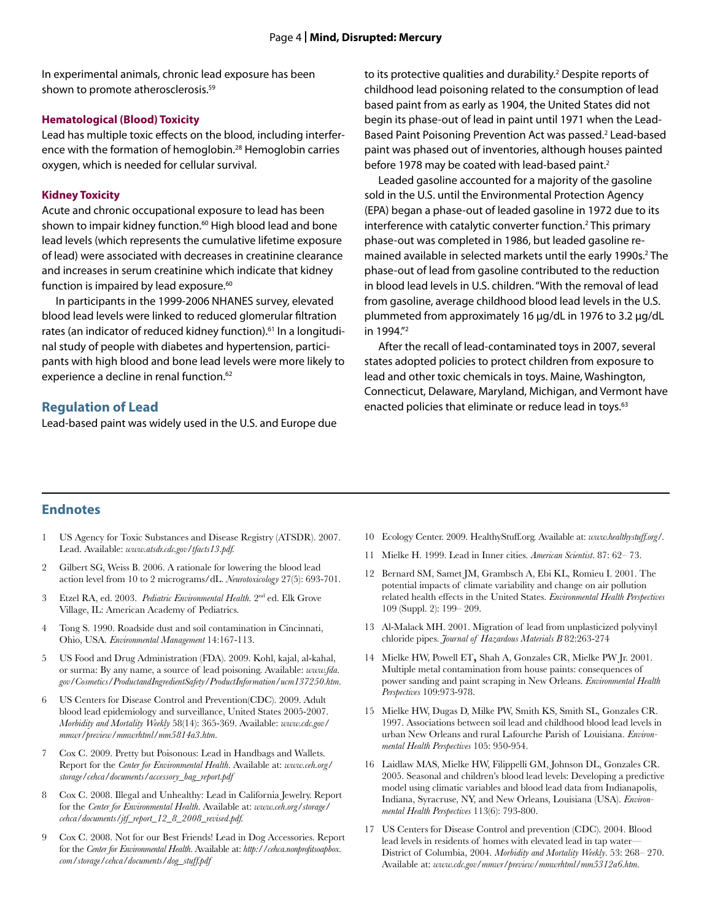In experimental animals, chronic lead exposure has been shown to promote atherosclerosis.[59]

### Hematological (Blood) Toxicity

Lead has multiple toxic effects on the blood, including interference with the formation of hemoglobin.[28] Hemoglobin carries oxygen, which is needed for cellular survival.

### Kidney Toxicity

Acute and chronic occupational exposure to lead has been shown to impair kidney function.[60] High blood lead and bone lead levels (which represents the cumulative lifetime exposure of lead) were associated with decreases in creatinine clearance and increases in serum creatinine which indicate that kidney function is impaired by lead exposure.[60]

In participants in the 1999-2006 NHANES survey, elevated blood lead levels were linked to reduced glomerular filtration rates (an indicator of reduced kidney function).[61] In a longitudinal study of people with diabetes and hypertension, participants with high blood and bone lead levels were more likely to experience a decline in renal function.[62]

## Regulation of Lead

Lead-based paint was widely used in the U.S. and Europe due to its protective qualities and durability.[2] Despite reports of childhood lead poisoning related to the consumption of lead based paint from as early as 1904, the United States did not begin its phase-out of lead in paint until 1971 when the Lead-Based Paint Poisoning Prevention Act was passed.[2] Lead-based paint was phased out of inventories, although houses painted before 1978 may be coated with lead-based paint.[2]

Leaded gasoline accounted for a majority of the gasoline sold in the U.S. until the Environmental Protection Agency (EPA) began a phase-out of leaded gasoline in 1972 due to its interference with catalytic converter function.[2] This primary phase-out was completed in 1986, but leaded gasoline remained available in selected markets until the early 1990s.[2] The phase-out of lead from gasoline contributed to the reduction in blood lead levels in U.S. children. "With the removal of lead from gasoline, average childhood blood lead levels in the U.S. plummeted from approximately 16 µg/dL in 1976 to 3.2 µg/dL in 1994."[2]

After the recall of lead-contaminated toys in 2007, several states adopted policies to protect children from exposure to lead and other toxic chemicals in toys. Maine, Washington, Connecticut, Delaware, Maryland, Michigan, and Vermont have enacted policies that eliminate or reduce lead in toys.[63]

## Endnotes

1. US Agency for Toxic Substances and Disease Registry (ATSDR). 2007. Lead. Available: *www.atsdr.cdc.gov/tfacts13.pdf.*
2. Gilbert SG, Weiss B. 2006. A rationale for lowering the blood lead action level from 10 to 2 micrograms/dL. *Neurotoxicology* 27(5): 693-701.
3. Etzel RA, ed. 2003. *Pediatric Environmental Health.* 2nd ed. Elk Grove Village, IL: American Academy of Pediatrics.
4. Tong S. 1990. Roadside dust and soil contamination in Cincinnati, Ohio, USA. *Environmental Management* 14:167-113.
5. US Food and Drug Administration (FDA). 2009. Kohl, kajal, al-kahal, or surma: By any name, a source of lead poisoning. Available: *www.fda.gov/Cosmetics/ProductandIngredientSafety/ProductInformation/ucm137250.htm.*
6. US Centers for Disease Control and Prevention(CDC). 2009. Adult blood lead epidemiology and surveillance, United States 2005-2007. *Morbidity and Mortality Weekly* 58(14): 365-369. Available: *www.cdc.gov/mmwr/preview/mmwrhtml/mm5814a3.htm.*
7. Cox C. 2009. Pretty but Poisonous: Lead in Handbags and Wallets. Report for the *Center for Environmental Health*. Available at: *www.ceh.org/storage/cehca/documents/accessory_bag_report.pdf*
8. Cox C. 2008. Illegal and Unhealthy: Lead in California Jewelry. Report for the *Center for Environmental Health*. Available at: *www.ceh.org/storage/cehca/documents/jtf_report_12_8_2008_revised.pdf.*
9. Cox C. 2008. Not for our Best Friends! Lead in Dog Accessories. Report for the *Center for Environmental Health*. Available at: *http://cehca.nonprofitsoapbox.com/storage/cehca/documents/dog_stuff.pdf*
10. Ecology Center. 2009. HealthyStuff.org. Available at: *www.healthystuff.org/.*
11. Mielke H. 1999. Lead in Inner cities. *American Scientist*. 87: 62– 73.
12. Bernard SM, Samet JM, Grambsch A, Ebi KL, Romieu I. 2001. The potential impacts of climate variability and change on air pollution related health effects in the United States. *Environmental Health Perspectives* 109 (Suppl. 2): 199– 209.
13. Al-Malack MH. 2001. Migration of lead from unplasticized polyvinyl chloride pipes. *Journal of Hazardous Materials B* 82:263-274
14. Mielke HW, Powell ET, Shah A, Gonzales CR, Mielke PW Jr. 2001. Multiple metal contamination from house paints: consequences of power sanding and paint scraping in New Orleans. *Environmental Health Perspectives* 109:973-978.
15. Mielke HW, Dugas D, Milke PW, Smith KS, Smith SL, Gonzales CR. 1997. Associations between soil lead and childhood blood lead levels in urban New Orleans and rural Lafourche Parish of Louisiana. *Environmental Health Perspectives* 105: 950-954.
16. Laidlaw MAS, Mielke HW, Filippelli GM, Johnson DL, Gonzales CR. 2005. Seasonal and children's blood lead levels: Developing a predictive model using climatic variables and blood lead data from Indianapolis, Indiana, Syracruse, NY, and New Orleans, Louisiana (USA). *Environmental Health Perspectives* 113(6): 793-800.
17. US Centers for Disease Control and prevention (CDC). 2004. Blood lead levels in residents of homes with elevated lead in tap water—District of Columbia, 2004. *Morbidity and Mortality Weekly*. 53: 268– 270. Available at: *www.cdc.gov/mmwr/preview/mmwrhtml/mm5312a6.htm.*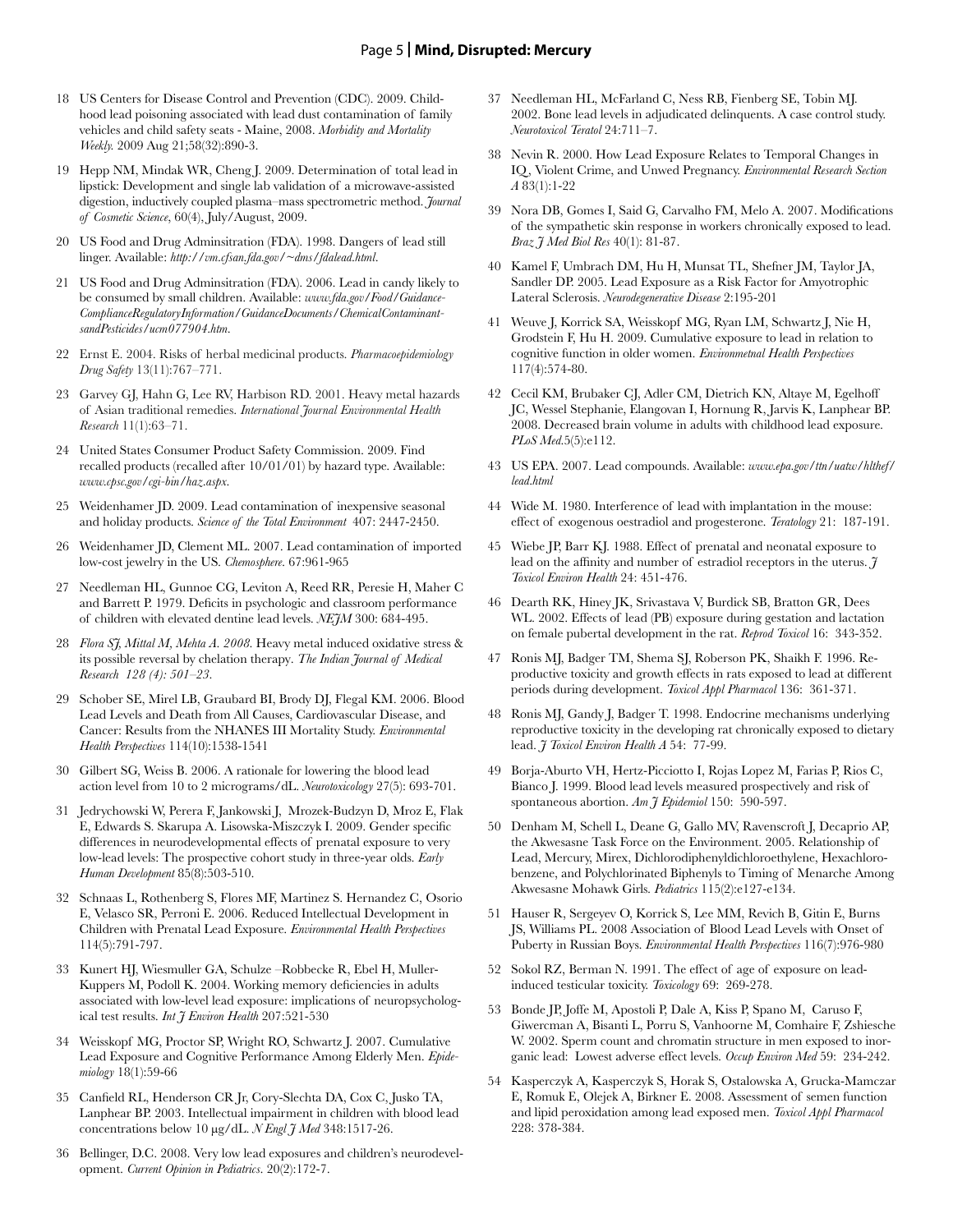18 US Centers for Disease Control and Prevention (CDC). 2009. Childhood lead poisoning associated with lead dust contamination of family vehicles and child safety seats - Maine, 2008. *Morbidity and Mortality Weekly.* 2009 Aug 21;58(32):890-3.

19 Hepp NM, Mindak WR, Cheng J. 2009. Determination of total lead in lipstick: Development and single lab validation of a microwave-assisted digestion, inductively coupled plasma–mass spectrometric method. *Journal of Cosmetic Science*, 60(4), July/August, 2009.

20 US Food and Drug Adminsitration (FDA). 1998. Dangers of lead still linger. Available: *http://vm.cfsan.fda.gov/~dms/fdalead.html.*

21 US Food and Drug Adminsitration (FDA). 2006. Lead in candy likely to be consumed by small children. Available: *www.fda.gov/Food/GuidanceComplianceRegulatoryInformation/GuidanceDocuments/ChemicalContaminantsandPesticides/ucm077904.htm.*

22 Ernst E. 2004. Risks of herbal medicinal products. *Pharmacoepidemiology Drug Safety* 13(11):767–771.

23 Garvey GJ, Hahn G, Lee RV, Harbison RD. 2001. Heavy metal hazards of Asian traditional remedies. *International Journal Environmental Health Research* 11(1):63–71.

24 United States Consumer Product Safety Commission. 2009. Find recalled products (recalled after 10/01/01) by hazard type. Available: *www.cpsc.gov/cgi-bin/haz.aspx.*

25 Weidenhamer JD. 2009. Lead contamination of inexpensive seasonal and holiday products. *Science of the Total Environment* 407: 2447-2450.

26 Weidenhamer JD, Clement ML. 2007. Lead contamination of imported low-cost jewelry in the US. *Chemosphere.* 67:961-965

27 Needleman HL, Gunnoe CG, Leviton A, Reed RR, Peresie H, Maher C and Barrett P. 1979. Deficits in psychologic and classroom performance of children with elevated dentine lead levels. *NEJM* 300: 684-495.

28 *Flora SJ, Mittal M, Mehta A. 2008.* Heavy metal induced oxidative stress & its possible reversal by chelation therapy. *The Indian Journal of Medical Research 128 (4): 501–23.*

29 Schober SE, Mirel LB, Graubard BI, Brody DJ, Flegal KM. 2006. Blood Lead Levels and Death from All Causes, Cardiovascular Disease, and Cancer: Results from the NHANES III Mortality Study. *Environmental Health Perspectives* 114(10):1538-1541

30 Gilbert SG, Weiss B. 2006. A rationale for lowering the blood lead action level from 10 to 2 micrograms/dL. *Neurotoxicology* 27(5): 693-701.

31 Jedrychowski W, Perera F, Jankowski J, Mrozek-Budzyn D, Mroz E, Flak E, Edwards S. Skarupa A. Lisowska-Miszczyk I. 2009. Gender specific differences in neurodevelopmental effects of prenatal exposure to very low-lead levels: The prospective cohort study in three-year olds. *Early Human Development* 85(8):503-510.

32 Schnaas L, Rothenberg S, Flores MF, Martinez S. Hernandez C, Osorio E, Velasco SR, Perroni E. 2006. Reduced Intellectual Development in Children with Prenatal Lead Exposure. *Environmental Health Perspectives* 114(5):791-797.

33 Kunert HJ, Wiesmuller GA, Schulze –Robbecke R, Ebel H, Muller-Kuppers M, Podoll K. 2004. Working memory deficiencies in adults associated with low-level lead exposure: implications of neuropsychological test results. *Int J Environ Health* 207:521-530

34 Weisskopf MG, Proctor SP, Wright RO, Schwartz J. 2007. Cumulative Lead Exposure and Cognitive Performance Among Elderly Men. *Epidemiology* 18(1):59-66

35 Canfield RL, Henderson CR Jr, Cory-Slechta DA, Cox C, Jusko TA, Lanphear BP. 2003. Intellectual impairment in children with blood lead concentrations below 10 μg/dL. *N Engl J Med* 348:1517-26.

36 Bellinger, D.C. 2008. Very low lead exposures and children's neurodevelopment. *Current Opinion in Pediatrics*. 20(2):172-7.

37 Needleman HL, McFarland C, Ness RB, Fienberg SE, Tobin MJ. 2002. Bone lead levels in adjudicated delinquents. A case control study. *Neurotoxicol Teratol* 24:711–7.

38 Nevin R. 2000. How Lead Exposure Relates to Temporal Changes in IQ, Violent Crime, and Unwed Pregnancy. *Environmental Research Section A* 83(1):1-22

39 Nora DB, Gomes I, Said G, Carvalho FM, Melo A. 2007. Modifications of the sympathetic skin response in workers chronically exposed to lead. *Braz J Med Biol Res* 40(1): 81-87.

40 Kamel F, Umbrach DM, Hu H, Munsat TL, Shefner JM, Taylor JA, Sandler DP. 2005. Lead Exposure as a Risk Factor for Amyotrophic Lateral Sclerosis. *Neurodegenerative Disease* 2:195-201

41 Weuve J, Korrick SA, Weisskopf MG, Ryan LM, Schwartz J, Nie H, Grodstein F, Hu H. 2009. Cumulative exposure to lead in relation to cognitive function in older women. *Environmetnal Health Perspectives* 117(4):574-80.

42 Cecil KM, Brubaker CJ, Adler CM, Dietrich KN, Altaye M, Egelhoff JC, Wessel Stephanie, Elangovan I, Hornung R, Jarvis K, Lanphear BP. 2008. Decreased brain volume in adults with childhood lead exposure. *PLoS Med.*5(5):e112.

43 US EPA. 2007. Lead compounds. Available: *www.epa.gov/ttn/uatw/hlthef/lead.html*

44 Wide M. 1980. Interference of lead with implantation in the mouse: effect of exogenous oestradiol and progesterone. *Teratology* 21: 187-191.

45 Wiebe JP, Barr KJ. 1988. Effect of prenatal and neonatal exposure to lead on the affinity and number of estradiol receptors in the uterus. *J Toxicol Environ Health* 24: 451-476.

46 Dearth RK, Hiney JK, Srivastava V, Burdick SB, Bratton GR, Dees WL. 2002. Effects of lead (PB) exposure during gestation and lactation on female pubertal development in the rat. *Reprod Toxicol* 16: 343-352.

47 Ronis MJ, Badger TM, Shema SJ, Roberson PK, Shaikh F. 1996. Reproductive toxicity and growth effects in rats exposed to lead at different periods during development. *Toxicol Appl Pharmacol* 136: 361-371.

48 Ronis MJ, Gandy J, Badger T. 1998. Endocrine mechanisms underlying reproductive toxicity in the developing rat chronically exposed to dietary lead. *J Toxicol Environ Health A* 54: 77-99.

49 Borja-Aburto VH, Hertz-Picciotto I, Rojas Lopez M, Farias P, Rios C, Bianco J. 1999. Blood lead levels measured prospectively and risk of spontaneous abortion. *Am J Epidemiol* 150: 590-597.

50 Denham M, Schell L, Deane G, Gallo MV, Ravenscroft J, Decaprio AP, the Akwesasne Task Force on the Environment. 2005. Relationship of Lead, Mercury, Mirex, Dichlorodiphenyldichloroethylene, Hexachlorobenzene, and Polychlorinated Biphenyls to Timing of Menarche Among Akwesasne Mohawk Girls. *Pediatrics* 115(2):e127-e134.

51 Hauser R, Sergeyev O, Korrick S, Lee MM, Revich B, Gitin E, Burns JS, Williams PL. 2008 Association of Blood Lead Levels with Onset of Puberty in Russian Boys. *Environmental Health Perspectives* 116(7):976-980

52 Sokol RZ, Berman N. 1991. The effect of age of exposure on lead-induced testicular toxicity. *Toxicology* 69: 269-278.

53 Bonde JP, Joffe M, Apostoli P, Dale A, Kiss P, Spano M, Caruso F, Giwercman A, Bisanti L, Porru S, Vanhoorne M, Comhaire F, Zshiesche W. 2002. Sperm count and chromatin structure in men exposed to inorganic lead: Lowest adverse effect levels. *Occup Environ Med* 59: 234-242.

54 Kasperczyk A, Kasperczyk S, Horak S, Ostalowska A, Grucka-Mamczar E, Romuk E, Olejek A, Birkner E. 2008. Assessment of semen function and lipid peroxidation among lead exposed men. *Toxicol Appl Pharmacol* 228: 378-384.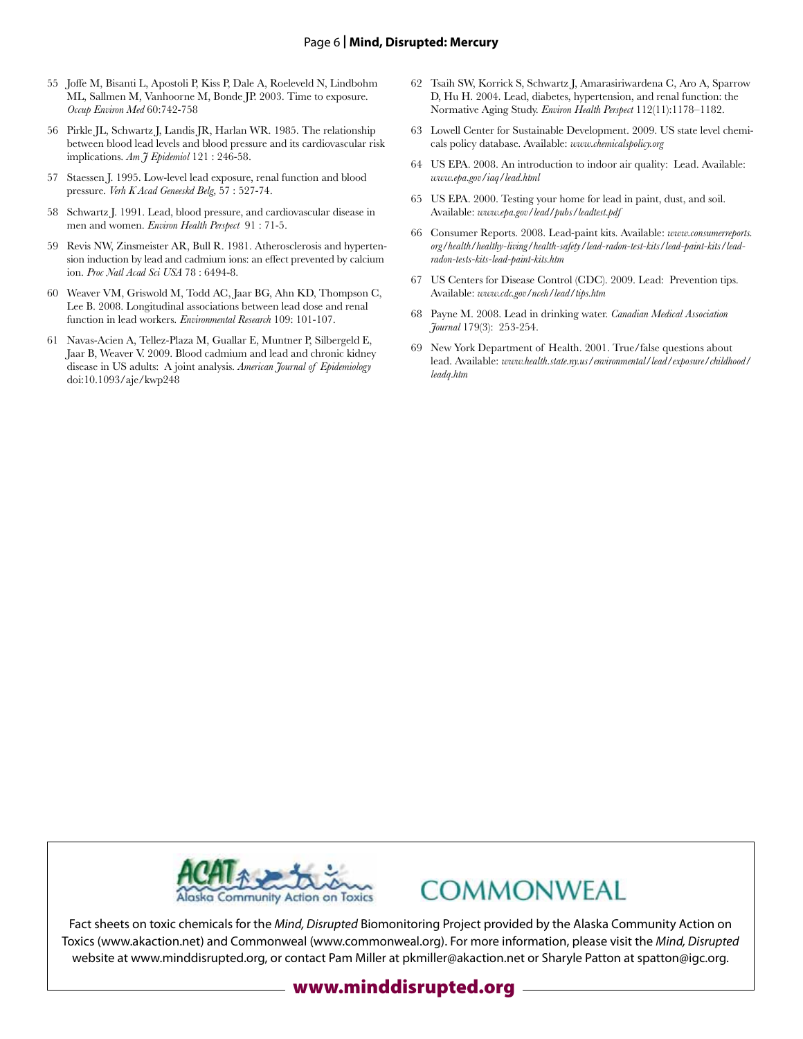55 Joffe M, Bisanti L, Apostoli P, Kiss P, Dale A, Roeleveld N, Lindbohm ML, Sallmen M, Vanhoorne M, Bonde JP. 2003. Time to exposure. *Occup Environ Med* 60:742-758

56 Pirkle JL, Schwartz J, Landis JR, Harlan WR. 1985. The relationship between blood lead levels and blood pressure and its cardiovascular risk implications. *Am J Epidemiol* 121 : 246-58.

57 Staessen J. 1995. Low-level lead exposure, renal function and blood pressure. *Verh K Acad Geneeskd Belg*, 57 : 527-74.

58 Schwartz J. 1991. Lead, blood pressure, and cardiovascular disease in men and women. *Environ Health Perspect* 91 : 71-5.

59 Revis NW, Zinsmeister AR, Bull R. 1981. Atherosclerosis and hypertension induction by lead and cadmium ions: an effect prevented by calcium ion. *Proc Natl Acad Sci USA* 78 : 6494-8.

60 Weaver VM, Griswold M, Todd AC, Jaar BG, Ahn KD, Thompson C, Lee B. 2008. Longitudinal associations between lead dose and renal function in lead workers. *Environmental Research* 109: 101-107.

61 Navas-Acien A, Tellez-Plaza M, Guallar E, Muntner P, Silbergeld E, Jaar B, Weaver V. 2009. Blood cadmium and lead and chronic kidney disease in US adults: A joint analysis. *American Journal of Epidemiology* doi:10.1093/aje/kwp248

62 Tsaih SW, Korrick S, Schwartz J, Amarasiriwardena C, Aro A, Sparrow D, Hu H. 2004. Lead, diabetes, hypertension, and renal function: the Normative Aging Study. *Environ Health Perspect* 112(11):1178–1182.

63 Lowell Center for Sustainable Development. 2009. US state level chemicals policy database. Available: *www.chemicalspolicy.org*

64 US EPA. 2008. An introduction to indoor air quality: Lead. Available: *www.epa.gov/iaq/lead.html*

65 US EPA. 2000. Testing your home for lead in paint, dust, and soil. Available: *www.epa.gov/lead/pubs/leadtest.pdf*

66 Consumer Reports. 2008. Lead-paint kits. Available: *www.consumerreports.org/health/healthy-living/health-safety/lead-radon-test-kits/lead-paint-kits/lead-radon-tests-kits-lead-paint-kits.htm*

67 US Centers for Disease Control (CDC). 2009. Lead: Prevention tips. Available: *www.cdc.gov/nceh/lead/tips.htm*

68 Payne M. 2008. Lead in drinking water. *Canadian Medical Association Journal* 179(3): 253-254.

69 New York Department of Health. 2001. True/false questions about lead. Available: *www.health.state.ny.us/environmental/lead/exposure/childhood/leadq.htm*

ACAT Alaska Community Action on Toxics

COMMONWEAL

Fact sheets on toxic chemicals for the *Mind, Disrupted* Biomonitoring Project provided by the Alaska Community Action on Toxics (www.akaction.net) and Commonweal (www.commonweal.org). For more information, please visit the *Mind, Disrupted* website at www.minddisrupted.org, or contact Pam Miller at pkmiller@akaction.net or Sharyle Patton at spatton@igc.org.

**www.minddisrupted.org**